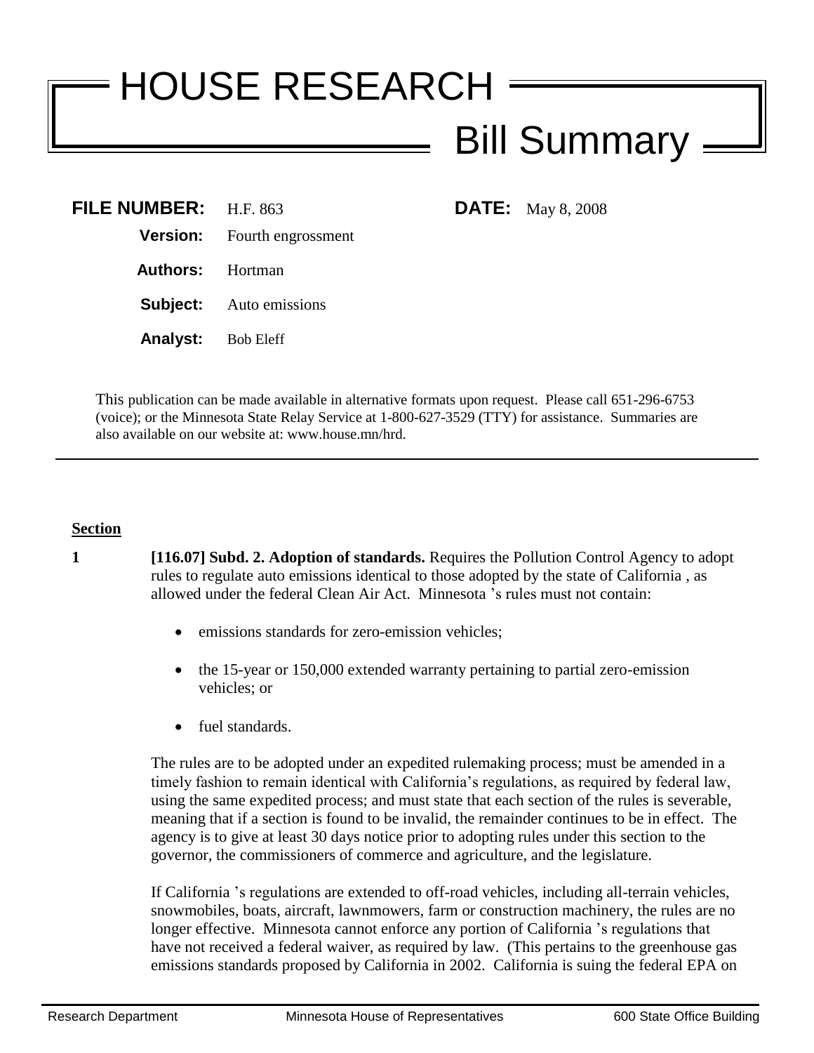# HOUSE RESEARCH

## Bill Summary

**FILE NUMBER:** H.F. 863 **DATE:** May 8, 2008

**Version:** Fourth engrossment

**Authors:** Hortman

**Subject:** Auto emissions

**Analyst:** Bob Eleff

This publication can be made available in alternative formats upon request. Please call 651-296-6753 (voice); or the Minnesota State Relay Service at 1-800-627-3529 (TTY) for assistance. Summaries are also available on our website at: www.house.mn/hrd.

---

**Section**

**1** **[116.07] Subd. 2. Adoption of standards.** Requires the Pollution Control Agency to adopt rules to regulate auto emissions identical to those adopted by the state of California , as allowed under the federal Clean Air Act. Minnesota 's rules must not contain:

- emissions standards for zero-emission vehicles;
- the 15-year or 150,000 extended warranty pertaining to partial zero-emission vehicles; or
- fuel standards.

The rules are to be adopted under an expedited rulemaking process; must be amended in a timely fashion to remain identical with California's regulations, as required by federal law, using the same expedited process; and must state that each section of the rules is severable, meaning that if a section is found to be invalid, the remainder continues to be in effect. The agency is to give at least 30 days notice prior to adopting rules under this section to the governor, the commissioners of commerce and agriculture, and the legislature.

If California 's regulations are extended to off-road vehicles, including all-terrain vehicles, snowmobiles, boats, aircraft, lawnmowers, farm or construction machinery, the rules are no longer effective. Minnesota cannot enforce any portion of California 's regulations that have not received a federal waiver, as required by law. (This pertains to the greenhouse gas emissions standards proposed by California in 2002. California is suing the federal EPA on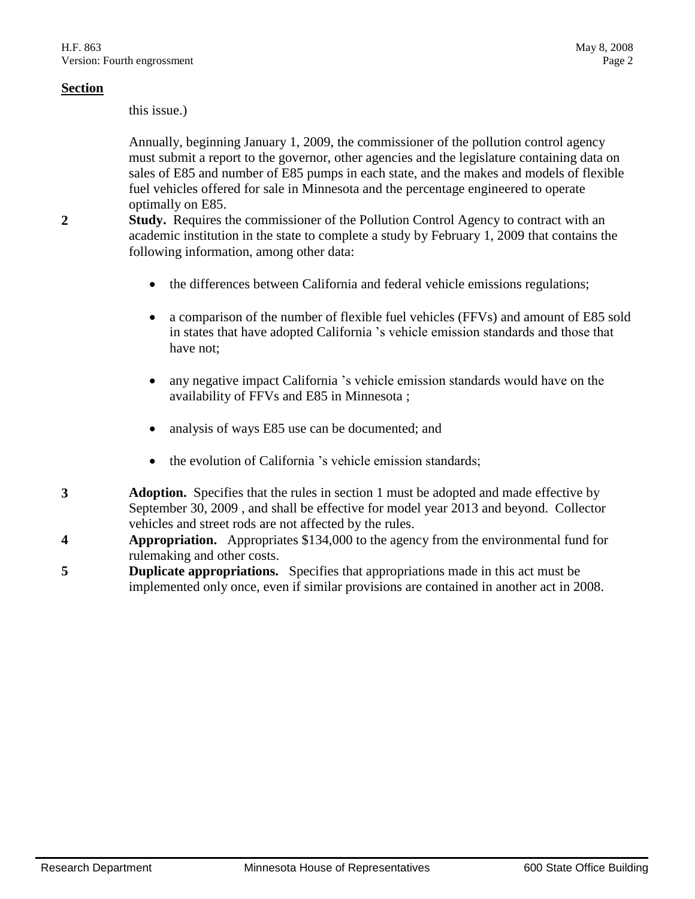**Section**

this issue.)

Annually, beginning January 1, 2009, the commissioner of the pollution control agency must submit a report to the governor, other agencies and the legislature containing data on sales of E85 and number of E85 pumps in each state, and the makes and models of flexible fuel vehicles offered for sale in Minnesota and the percentage engineered to operate optimally on E85.

**2** **Study.** Requires the commissioner of the Pollution Control Agency to contract with an academic institution in the state to complete a study by February 1, 2009 that contains the following information, among other data:

- the differences between California and federal vehicle emissions regulations;
- a comparison of the number of flexible fuel vehicles (FFVs) and amount of E85 sold in states that have adopted California 's vehicle emission standards and those that have not;
- any negative impact California 's vehicle emission standards would have on the availability of FFVs and E85 in Minnesota ;
- analysis of ways E85 use can be documented; and
- the evolution of California 's vehicle emission standards;

**3** **Adoption.** Specifies that the rules in section 1 must be adopted and made effective by September 30, 2009 , and shall be effective for model year 2013 and beyond. Collector vehicles and street rods are not affected by the rules.

**4** **Appropriation.** Appropriates $134,000 to the agency from the environmental fund for rulemaking and other costs.

**5** **Duplicate appropriations.** Specifies that appropriations made in this act must be implemented only once, even if similar provisions are contained in another act in 2008.